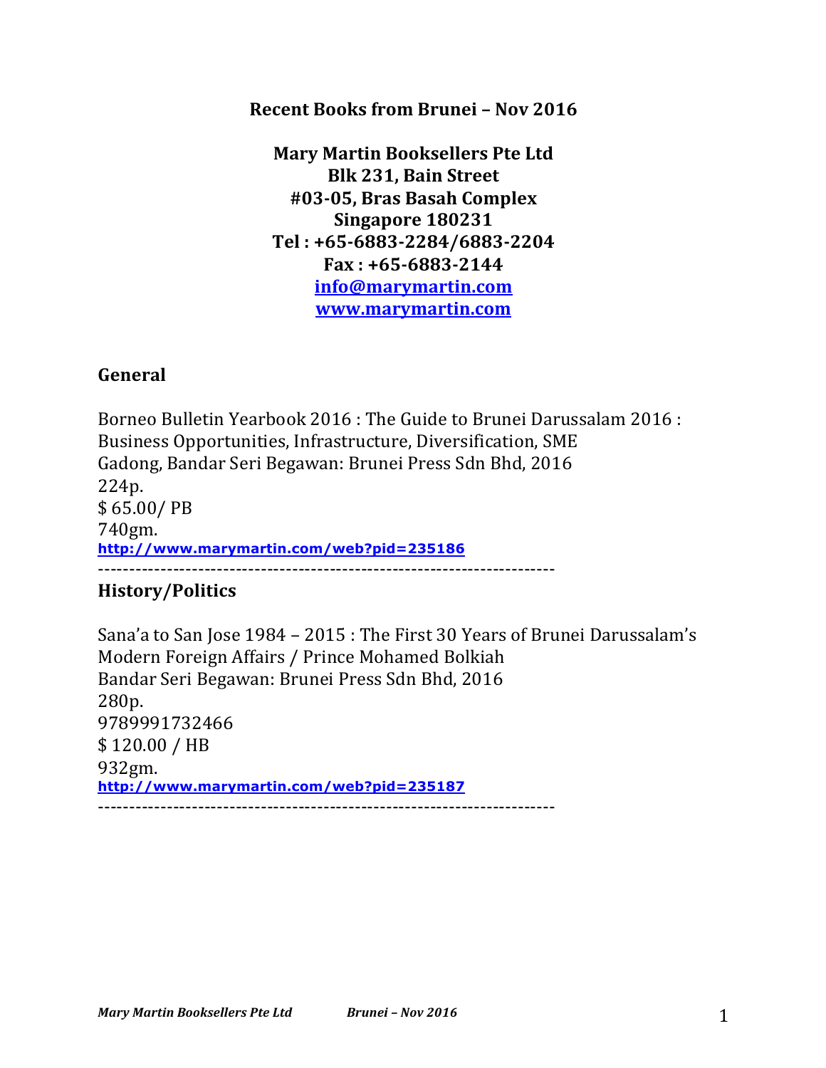**Recent Books from Brunei – Nov 2016**

**Mary Martin Booksellers Pte Ltd**
**Blk 231, Bain Street**
**#03-05, Bras Basah Complex**
**Singapore 180231**
**Tel : +65-6883-2284/6883-2204**
**Fax : +65-6883-2144**
**[info@marymartin.com](mailto:info@marymartin.com)**
**[www.marymartin.com](http://www.marymartin.com)**

## General

Borneo Bulletin Yearbook 2016 : The Guide to Brunei Darussalam 2016 : Business Opportunities, Infrastructure, Diversification, SME
Gadong, Bandar Seri Begawan: Brunei Press Sdn Bhd, 2016
224p.
$ 65.00/ PB
740gm.
**http://www.marymartin.com/web?pid=235186**

------------------------------------------------------------------------

## History/Politics

Sana'a to San Jose 1984 – 2015 : The First 30 Years of Brunei Darussalam's Modern Foreign Affairs / Prince Mohamed Bolkiah
Bandar Seri Begawan: Brunei Press Sdn Bhd, 2016
280p.
9789991732466
$ 120.00 / HB
932gm.
**http://www.marymartin.com/web?pid=235187**

------------------------------------------------------------------------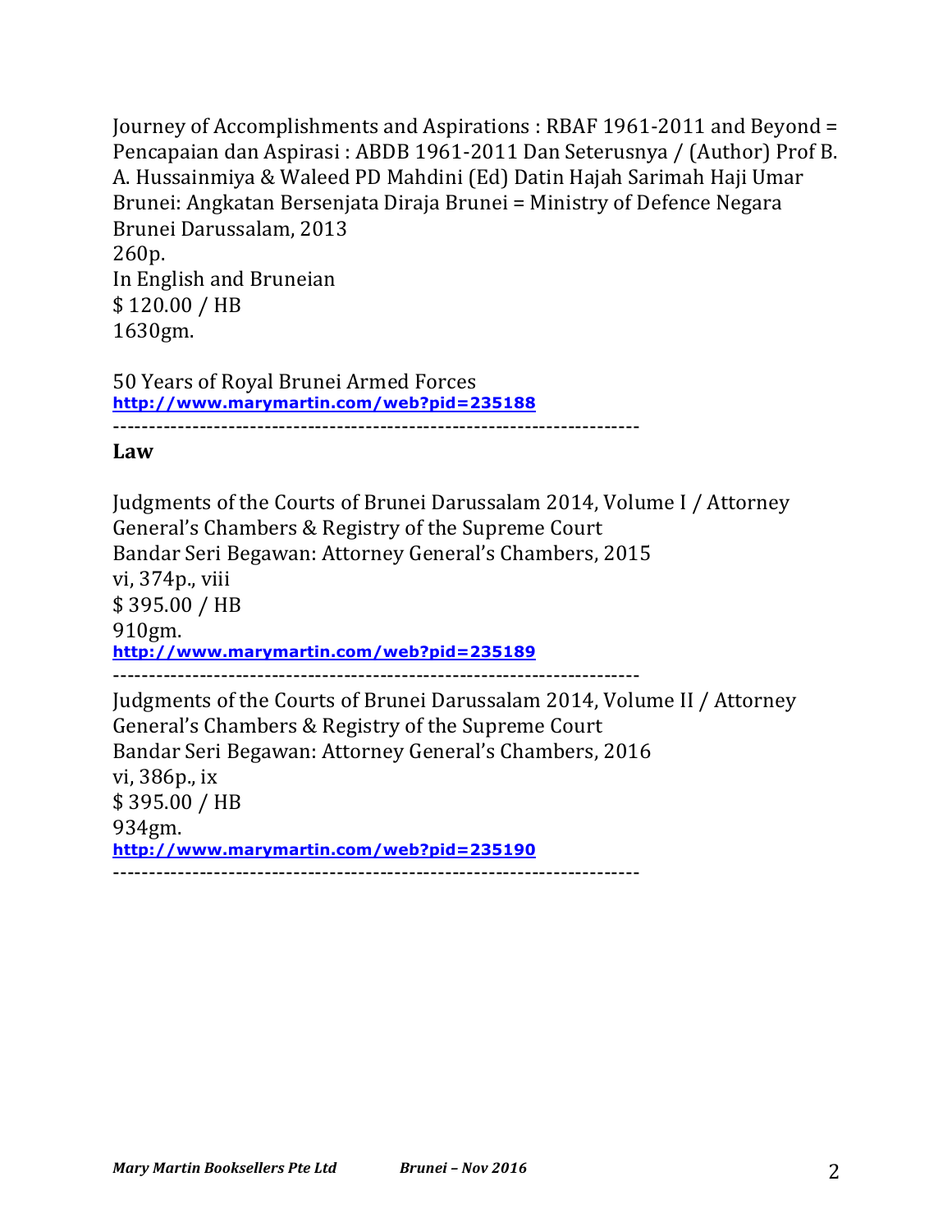Journey of Accomplishments and Aspirations : RBAF 1961-2011 and Beyond = Pencapaian dan Aspirasi : ABDB 1961-2011 Dan Seterusnya / (Author) Prof B. A. Hussainmiya & Waleed PD Mahdini (Ed) Datin Hajah Sarimah Haji Umar
Brunei: Angkatan Bersenjata Diraja Brunei = Ministry of Defence Negara Brunei Darussalam, 2013
260p.
In English and Bruneian
$ 120.00 / HB
1630gm.

50 Years of Royal Brunei Armed Forces
**http://www.marymartin.com/web?pid=235188**

------------------------------------------------------------------------

**Law**

Judgments of the Courts of Brunei Darussalam 2014, Volume I / Attorney General's Chambers & Registry of the Supreme Court
Bandar Seri Begawan: Attorney General's Chambers, 2015
vi, 374p., viii
$ 395.00 / HB
910gm.
**http://www.marymartin.com/web?pid=235189**

------------------------------------------------------------------------

Judgments of the Courts of Brunei Darussalam 2014, Volume II / Attorney General's Chambers & Registry of the Supreme Court
Bandar Seri Begawan: Attorney General's Chambers, 2016
vi, 386p., ix
$ 395.00 / HB
934gm.
**http://www.marymartin.com/web?pid=235190**

------------------------------------------------------------------------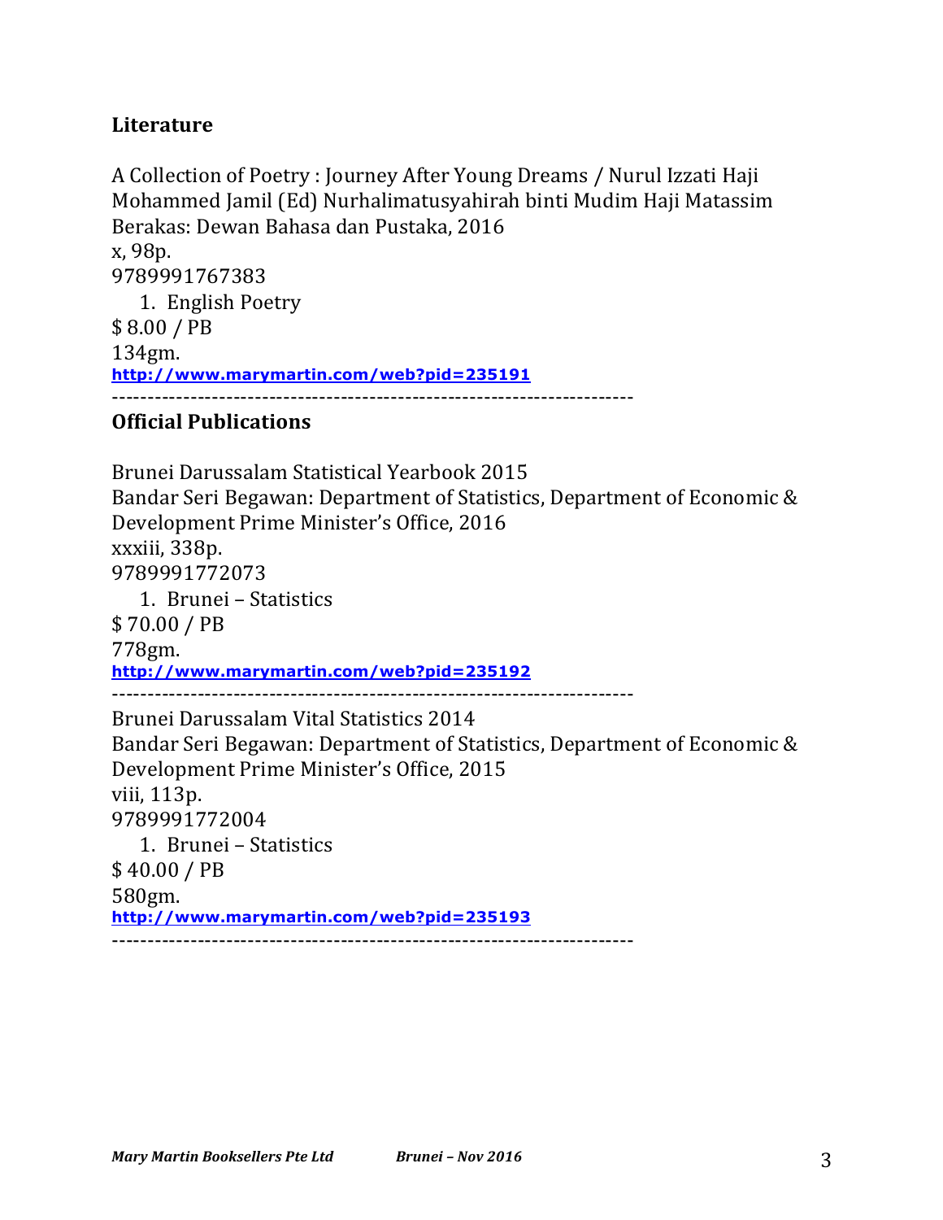## Literature

A Collection of Poetry : Journey After Young Dreams / Nurul Izzati Haji Mohammed Jamil (Ed) Nurhalimatusyahirah binti Mudim Haji Matassim
Berakas: Dewan Bahasa dan Pustaka, 2016
x, 98p.
9789991767383

1. English Poetry

$ 8.00 / PB
134gm.
http://www.marymartin.com/web?pid=235191

------------------------------------------------------------------------

## Official Publications

Brunei Darussalam Statistical Yearbook 2015
Bandar Seri Begawan: Department of Statistics, Department of Economic & Development Prime Minister's Office, 2016
xxxiii, 338p.
9789991772073

1. Brunei – Statistics

$ 70.00 / PB
778gm.
http://www.marymartin.com/web?pid=235192

------------------------------------------------------------------------

Brunei Darussalam Vital Statistics 2014
Bandar Seri Begawan: Department of Statistics, Department of Economic & Development Prime Minister's Office, 2015
viii, 113p.
9789991772004

1. Brunei – Statistics

$ 40.00 / PB
580gm.
http://www.marymartin.com/web?pid=235193

------------------------------------------------------------------------